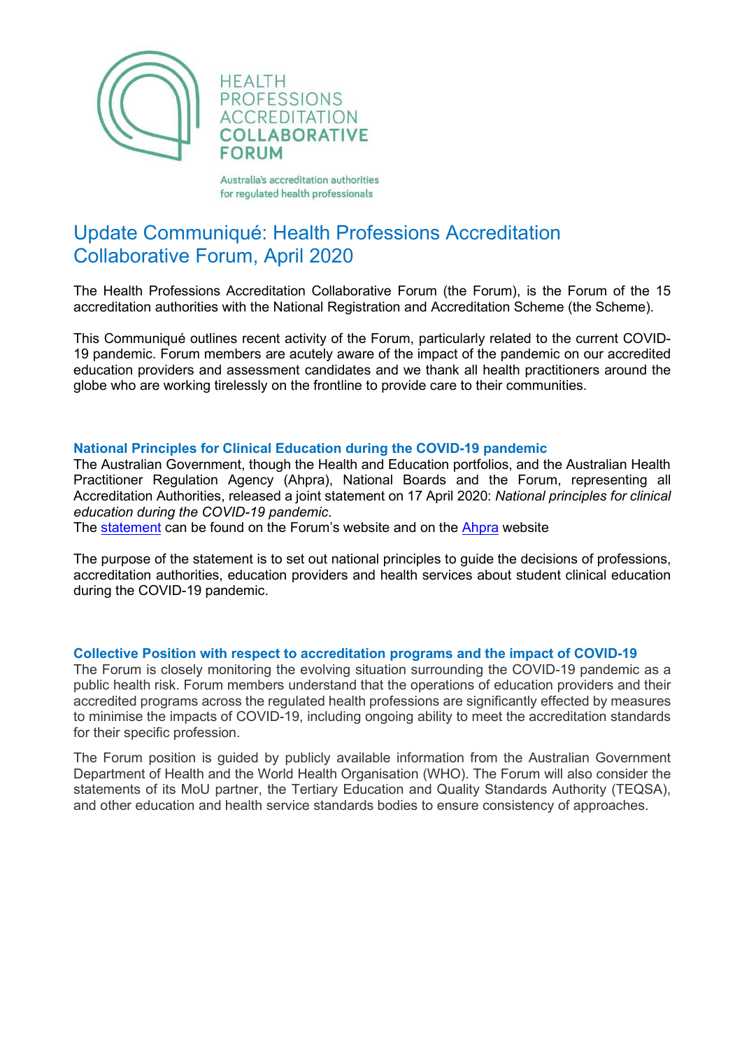HEALTH PROFESSIONS ACCREDITATION COLLABORATIVE FORUM

Australia's accreditation authorities for regulated health professionals

# Update Communiqué: Health Professions Accreditation Collaborative Forum, April 2020

The Health Professions Accreditation Collaborative Forum (the Forum), is the Forum of the 15 accreditation authorities with the National Registration and Accreditation Scheme (the Scheme).

This Communiqué outlines recent activity of the Forum, particularly related to the current COVID-19 pandemic. Forum members are acutely aware of the impact of the pandemic on our accredited education providers and assessment candidates and we thank all health practitioners around the globe who are working tirelessly on the frontline to provide care to their communities.

## National Principles for Clinical Education during the COVID-19 pandemic

The Australian Government, though the Health and Education portfolios, and the Australian Health Practitioner Regulation Agency (Ahpra), National Boards and the Forum, representing all Accreditation Authorities, released a joint statement on 17 April 2020: *National principles for clinical education during the COVID-19 pandemic*.

The statement can be found on the Forum's website and on the Ahpra website

The purpose of the statement is to set out national principles to guide the decisions of professions, accreditation authorities, education providers and health services about student clinical education during the COVID-19 pandemic.

## Collective Position with respect to accreditation programs and the impact of COVID-19

The Forum is closely monitoring the evolving situation surrounding the COVID-19 pandemic as a public health risk. Forum members understand that the operations of education providers and their accredited programs across the regulated health professions are significantly effected by measures to minimise the impacts of COVID-19, including ongoing ability to meet the accreditation standards for their specific profession.

The Forum position is guided by publicly available information from the Australian Government Department of Health and the World Health Organisation (WHO). The Forum will also consider the statements of its MoU partner, the Tertiary Education and Quality Standards Authority (TEQSA), and other education and health service standards bodies to ensure consistency of approaches.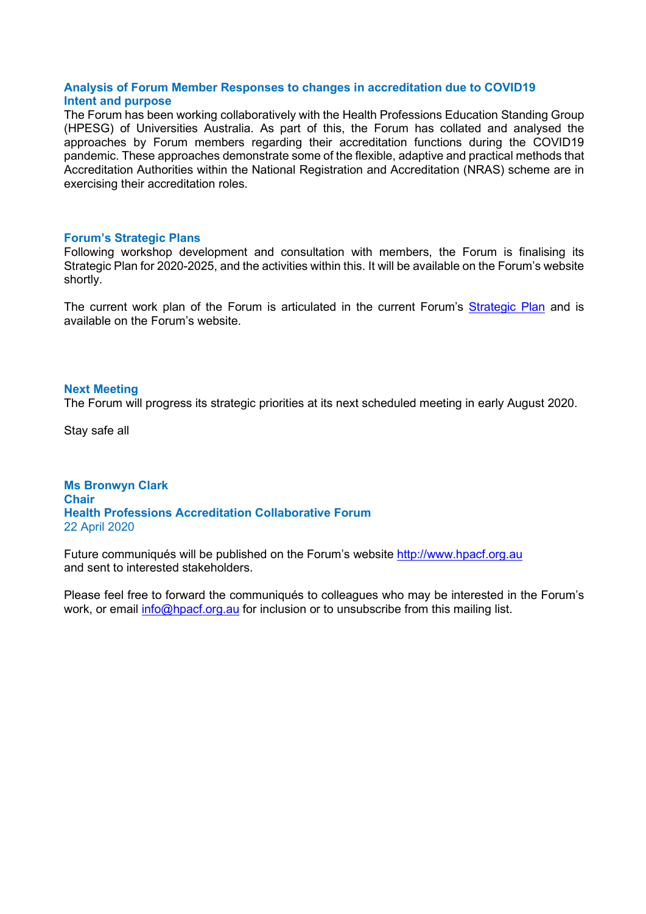**Analysis of Forum Member Responses to changes in accreditation due to COVID19**
**Intent and purpose**

The Forum has been working collaboratively with the Health Professions Education Standing Group (HPESG) of Universities Australia. As part of this, the Forum has collated and analysed the approaches by Forum members regarding their accreditation functions during the COVID19 pandemic. These approaches demonstrate some of the flexible, adaptive and practical methods that Accreditation Authorities within the National Registration and Accreditation (NRAS) scheme are in exercising their accreditation roles.

**Forum's Strategic Plans**

Following workshop development and consultation with members, the Forum is finalising its Strategic Plan for 2020-2025, and the activities within this. It will be available on the Forum's website shortly.

The current work plan of the Forum is articulated in the current Forum's Strategic Plan and is available on the Forum's website.

**Next Meeting**

The Forum will progress its strategic priorities at its next scheduled meeting in early August 2020.

Stay safe all

**Ms Bronwyn Clark**
**Chair**
**Health Professions Accreditation Collaborative Forum**
22 April 2020

Future communiqués will be published on the Forum's website http://www.hpacf.org.au and sent to interested stakeholders.

Please feel free to forward the communiqués to colleagues who may be interested in the Forum's work, or email info@hpacf.org.au for inclusion or to unsubscribe from this mailing list.